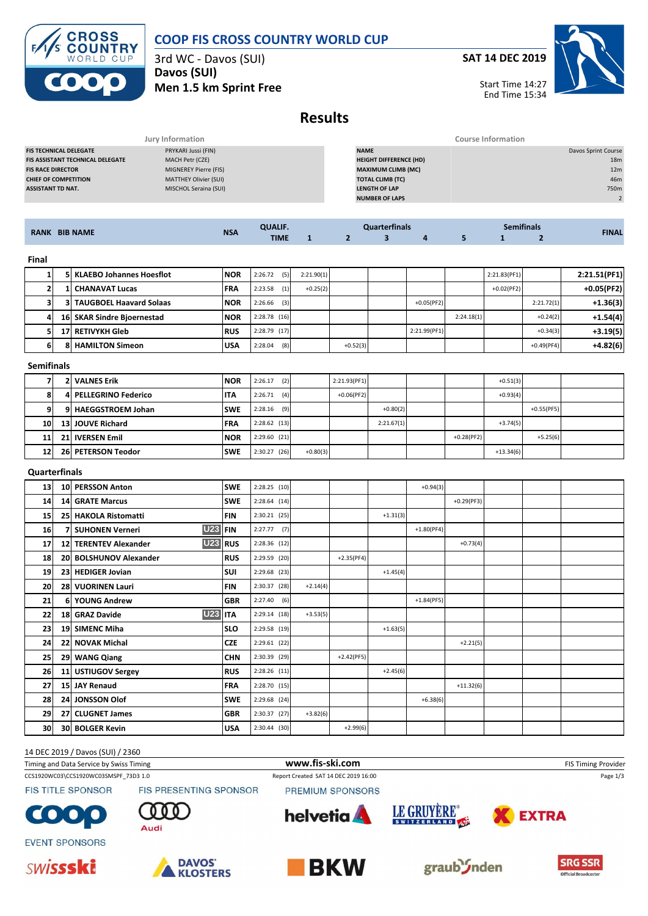# COOP FIS CROSS COUNTRY WORLD CUP

3rd WC - Davos (SUI)

**Davos (SUI)**

**Men 1.5 km Sprint Free**

**SAT 14 DEC 2019**

Start Time 14:27
End Time 15:34

## Results

### Jury Information

| | |
|---|---|
| FIS TECHNICAL DELEGATE | PRYKARI Jussi (FIN) |
| FIS ASSISTANT TECHNICAL DELEGATE | MACH Petr (CZE) |
| FIS RACE DIRECTOR | MIGNEREY Pierre (FIS) |
| CHIEF OF COMPETITION | MATTHEY Olivier (SUI) |
| ASSISTANT TD NAT. | MISCHOL Seraina (SUI) |

### Course Information

| | |
|---|---|
| NAME | Davos Sprint Course |
| HEIGHT DIFFERENCE (HD) | 18m |
| MAXIMUM CLIMB (MC) | 12m |
| TOTAL CLIMB (TC) | 46m |
| LENGTH OF LAP | 750m |
| NUMBER OF LAPS | 2 |

| RANK | BIB | NAME | | NSA | QUALIF. TIME | Quarterfinals 1 | 2 | 3 | 4 | 5 | Semifinals 1 | 2 | FINAL |
|---|---|---|---|---|---|---|---|---|---|---|---|---|---|
| **Final** | | | | | | | | | | | | | |
| 1 | 5 | KLAEBO Johannes Hoesflot | | NOR | 2:26.72 (5) | 2:21.90(1) | | | | | 2:21.83(PF1) | | 2:21.51(PF1) |
| 2 | 1 | CHANAVAT Lucas | | FRA | 2:23.58 (1) | +0.25(2) | | | | | +0.02(PF2) | | +0.05(PF2) |
| 3 | 3 | TAUGBOEL Haavard Solaas | | NOR | 2:26.66 (3) | | | | +0.05(PF2) | | | 2:21.72(1) | +1.36(3) |
| 4 | 16 | SKAR Sindre Bjoernestad | | NOR | 2:28.78 (16) | | | | | 2:24.18(1) | | +0.24(2) | +1.54(4) |
| 5 | 17 | RETIVYKH Gleb | | RUS | 2:28.79 (17) | | | | 2:21.99(PF1) | | | +0.34(3) | +3.19(5) |
| 6 | 8 | HAMILTON Simeon | | USA | 2:28.04 (8) | | +0.52(3) | | | | | +0.49(PF4) | +4.82(6) |
| **Semifinals** | | | | | | | | | | | | | |
| 7 | 2 | VALNES Erik | | NOR | 2:26.17 (2) | | 2:21.93(PF1) | | | | +0.51(3) | | |
| 8 | 4 | PELLEGRINO Federico | | ITA | 2:26.71 (4) | | +0.06(PF2) | | | | +0.93(4) | | |
| 9 | 9 | HAEGGSTROEM Johan | | SWE | 2:28.16 (9) | | | +0.80(2) | | | | +0.55(PF5) | |
| 10 | 13 | JOUVE Richard | | FRA | 2:28.62 (13) | | | 2:21.67(1) | | | +3.74(5) | | |
| 11 | 21 | IVERSEN Emil | | NOR | 2:29.60 (21) | | | | | +0.28(PF2) | | +5.25(6) | |
| 12 | 26 | PETERSON Teodor | | SWE | 2:30.27 (26) | +0.80(3) | | | | | +13.34(6) | | |
| **Quarterfinals** | | | | | | | | | | | | | |
| 13 | 10 | PERSSON Anton | | SWE | 2:28.25 (10) | | | | +0.94(3) | | | | |
| 14 | 14 | GRATE Marcus | | SWE | 2:28.64 (14) | | | | | +0.29(PF3) | | | |
| 15 | 25 | HAKOLA Ristomatti | | FIN | 2:30.21 (25) | | | +1.31(3) | | | | | |
| 16 | 7 | SUHONEN Verneri | U23 | FIN | 2:27.77 (7) | | | | +1.80(PF4) | | | | |
| 17 | 12 | TERENTEV Alexander | U23 | RUS | 2:28.36 (12) | | | | | +0.73(4) | | | |
| 18 | 20 | BOLSHUNOV Alexander | | RUS | 2:29.59 (20) | | +2.35(PF4) | | | | | | |
| 19 | 23 | HEDIGER Jovian | | SUI | 2:29.68 (23) | | | +1.45(4) | | | | | |
| 20 | 28 | VUORINEN Lauri | | FIN | 2:30.37 (28) | +2.14(4) | | | | | | | |
| 21 | 6 | YOUNG Andrew | | GBR | 2:27.40 (6) | | | | +1.84(PF5) | | | | |
| 22 | 18 | GRAZ Davide | U23 | ITA | 2:29.14 (18) | +3.53(5) | | | | | | | |
| 23 | 19 | SIMENC Miha | | SLO | 2:29.58 (19) | | | +1.63(5) | | | | | |
| 24 | 22 | NOVAK Michal | | CZE | 2:29.61 (22) | | | | | +2.21(5) | | | |
| 25 | 29 | WANG Qiang | | CHN | 2:30.39 (29) | | +2.42(PF5) | | | | | | |
| 26 | 11 | USTIUGOV Sergey | | RUS | 2:28.26 (11) | | | +2.45(6) | | | | | |
| 27 | 15 | JAY Renaud | | FRA | 2:28.70 (15) | | | | | +11.32(6) | | | |
| 28 | 24 | JONSSON Olof | | SWE | 2:29.68 (24) | | | | +6.38(6) | | | | |
| 29 | 27 | CLUGNET James | | GBR | 2:30.37 (27) | +3.82(6) | | | | | | | |
| 30 | 30 | BOLGER Kevin | | USA | 2:30.44 (30) | | +2.99(6) | | | | | | |

14 DEC 2019 / Davos (SUI) / 2360

Timing and Data Service by Swiss Timing — www.fis-ski.com — FIS Timing Provider

CCS1920WC03\CCS1920WC03SMSPF_73D3 1.0 — Report Created SAT 14 DEC 2019 16:00

FIS TITLE SPONSOR — FIS PRESENTING SPONSOR — PREMIUM SPONSORS

EVENT SPONSORS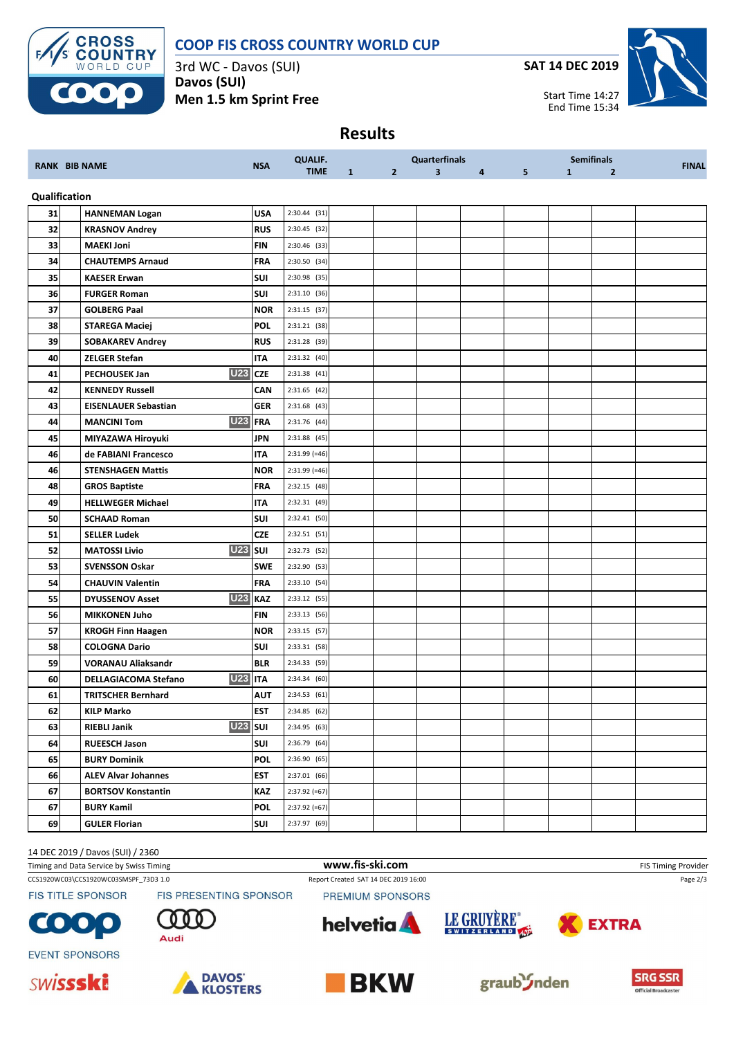# COOP FIS CROSS COUNTRY WORLD CUP

3rd WC - Davos (SUI)
**Davos (SUI)**
**Men 1.5 km Sprint Free**

**SAT 14 DEC 2019**

Start Time 14:27
End Time 15:34

## Results

| RANK | BIB | NAME | | NSA | QUALIF. TIME | Quarterfinals 1 | 2 | 3 | 4 | 5 | Semifinals 1 | 2 | FINAL |
|---|---|---|---|---|---|---|---|---|---|---|---|---|---|
| **Qualification** | | | | | | | | | | | | | |
| 31 | | HANNEMAN Logan | | USA | 2:30.44 (31) | | | | | | | | |
| 32 | | KRASNOV Andrey | | RUS | 2:30.45 (32) | | | | | | | | |
| 33 | | MAEKI Joni | | FIN | 2:30.46 (33) | | | | | | | | |
| 34 | | CHAUTEMPS Arnaud | | FRA | 2:30.50 (34) | | | | | | | | |
| 35 | | KAESER Erwan | | SUI | 2:30.98 (35) | | | | | | | | |
| 36 | | FURGER Roman | | SUI | 2:31.10 (36) | | | | | | | | |
| 37 | | GOLBERG Paal | | NOR | 2:31.15 (37) | | | | | | | | |
| 38 | | STAREGA Maciej | | POL | 2:31.21 (38) | | | | | | | | |
| 39 | | SOBAKAREV Andrey | | RUS | 2:31.28 (39) | | | | | | | | |
| 40 | | ZELGER Stefan | | ITA | 2:31.32 (40) | | | | | | | | |
| 41 | | PECHOUSEK Jan | U23 | CZE | 2:31.38 (41) | | | | | | | | |
| 42 | | KENNEDY Russell | | CAN | 2:31.65 (42) | | | | | | | | |
| 43 | | EISENLAUER Sebastian | | GER | 2:31.68 (43) | | | | | | | | |
| 44 | | MANCINI Tom | U23 | FRA | 2:31.76 (44) | | | | | | | | |
| 45 | | MIYAZAWA Hiroyuki | | JPN | 2:31.88 (45) | | | | | | | | |
| 46 | | de FABIANI Francesco | | ITA | 2:31.99 (=46) | | | | | | | | |
| 46 | | STENSHAGEN Mattis | | NOR | 2:31.99 (=46) | | | | | | | | |
| 48 | | GROS Baptiste | | FRA | 2:32.15 (48) | | | | | | | | |
| 49 | | HELLWEGER Michael | | ITA | 2:32.31 (49) | | | | | | | | |
| 50 | | SCHAAD Roman | | SUI | 2:32.41 (50) | | | | | | | | |
| 51 | | SELLER Ludek | | CZE | 2:32.51 (51) | | | | | | | | |
| 52 | | MATOSSI Livio | U23 | SUI | 2:32.73 (52) | | | | | | | | |
| 53 | | SVENSSON Oskar | | SWE | 2:32.90 (53) | | | | | | | | |
| 54 | | CHAUVIN Valentin | | FRA | 2:33.10 (54) | | | | | | | | |
| 55 | | DYUSSENOV Asset | U23 | KAZ | 2:33.12 (55) | | | | | | | | |
| 56 | | MIKKONEN Juho | | FIN | 2:33.13 (56) | | | | | | | | |
| 57 | | KROGH Finn Haagen | | NOR | 2:33.15 (57) | | | | | | | | |
| 58 | | COLOGNA Dario | | SUI | 2:33.31 (58) | | | | | | | | |
| 59 | | VORANAU Aliaksandr | | BLR | 2:34.33 (59) | | | | | | | | |
| 60 | | DELLAGIACOMA Stefano | U23 | ITA | 2:34.34 (60) | | | | | | | | |
| 61 | | TRITSCHER Bernhard | | AUT | 2:34.53 (61) | | | | | | | | |
| 62 | | KILP Marko | | EST | 2:34.85 (62) | | | | | | | | |
| 63 | | RIEBLI Janik | U23 | SUI | 2:34.95 (63) | | | | | | | | |
| 64 | | RUEESCH Jason | | SUI | 2:36.79 (64) | | | | | | | | |
| 65 | | BURY Dominik | | POL | 2:36.90 (65) | | | | | | | | |
| 66 | | ALEV Alvar Johannes | | EST | 2:37.01 (66) | | | | | | | | |
| 67 | | BORTSOV Konstantin | | KAZ | 2:37.92 (=67) | | | | | | | | |
| 67 | | BURY Kamil | | POL | 2:37.92 (=67) | | | | | | | | |
| 69 | | GULER Florian | | SUI | 2:37.97 (69) | | | | | | | | |

14 DEC 2019 / Davos (SUI) / 2360
Timing and Data Service by Swiss Timing
www.fis-ski.com
FIS Timing Provider
CCS1920WC03\CCS1920WC03SMSPF_73D3 1.0
Report Created SAT 14 DEC 2019 16:00

FIS TITLE SPONSOR
FIS PRESENTING SPONSOR
PREMIUM SPONSORS
EVENT SPONSORS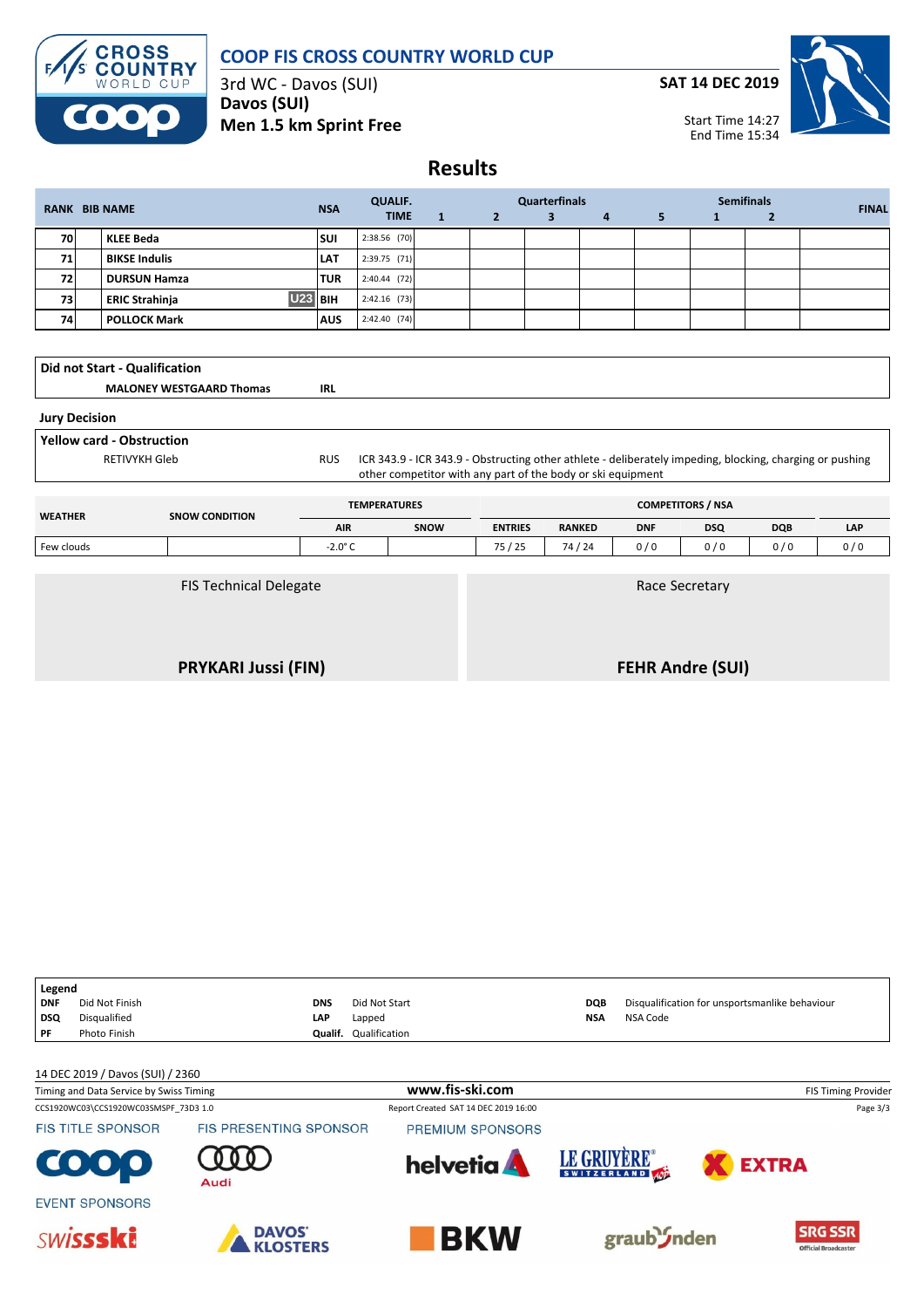# COOP FIS CROSS COUNTRY WORLD CUP

3rd WC - Davos (SUI)
**Davos (SUI)**
**Men 1.5 km Sprint Free**

**SAT 14 DEC 2019**

Start Time 14:27
End Time 15:34

## Results

| RANK | BIB | NAME | | NSA | QUALIF. TIME | Quarterfinals 1 | 2 | 3 | 4 | 5 | Semifinals 1 | 2 | FINAL |
|---|---|---|---|---|---|---|---|---|---|---|---|---|---|
| 70 | | KLEE Beda | | SUI | 2:38.56 (70) | | | | | | | | |
| 71 | | BIKSE Indulis | | LAT | 2:39.75 (71) | | | | | | | | |
| 72 | | DURSUN Hamza | | TUR | 2:40.44 (72) | | | | | | | | |
| 73 | | ERIC Strahinja | U23 | BIH | 2:42.16 (73) | | | | | | | | |
| 74 | | POLLOCK Mark | | AUS | 2:42.40 (74) | | | | | | | | |

**Did not Start - Qualification**

| | |
|---|---|
| MALONEY WESTGAARD Thomas | IRL |

**Jury Decision**

**Yellow card - Obstruction**

| | | |
|---|---|---|
| RETIVYKH Gleb | RUS | ICR 343.9 - ICR 343.9 - Obstructing other athlete - deliberately impeding, blocking, charging or pushing other competitor with any part of the body or ski equipment |

| WEATHER | SNOW CONDITION | TEMPERATURES AIR | TEMPERATURES SNOW | COMPETITORS / NSA ENTRIES | RANKED | DNF | DSQ | DQB | LAP |
|---|---|---|---|---|---|---|---|---|---|
| Few clouds | | -2.0° C | | 75 / 25 | 74 / 24 | 0 / 0 | 0 / 0 | 0 / 0 | 0 / 0 |

FIS Technical Delegate
**PRYKARI Jussi (FIN)**

Race Secretary
**FEHR Andre (SUI)**

**Legend**

| | | | | | |
|---|---|---|---|---|---|
| **DNF** | Did Not Finish | **DNS** | Did Not Start | **DQB** | Disqualification for unsportsmanlike behaviour |
| **DSQ** | Disqualified | **LAP** | Lapped | **NSA** | NSA Code |
| **PF** | Photo Finish | **Qualif.** | Qualification | | |

14 DEC 2019 / Davos (SUI) / 2360
Timing and Data Service by Swiss Timing — www.fis-ski.com — FIS Timing Provider
CCS1920WC03\CCS1920WC03SMSPF_73D3 1.0 — Report Created SAT 14 DEC 2019 16:00

FIS TITLE SPONSOR — FIS PRESENTING SPONSOR — PREMIUM SPONSORS
EVENT SPONSORS